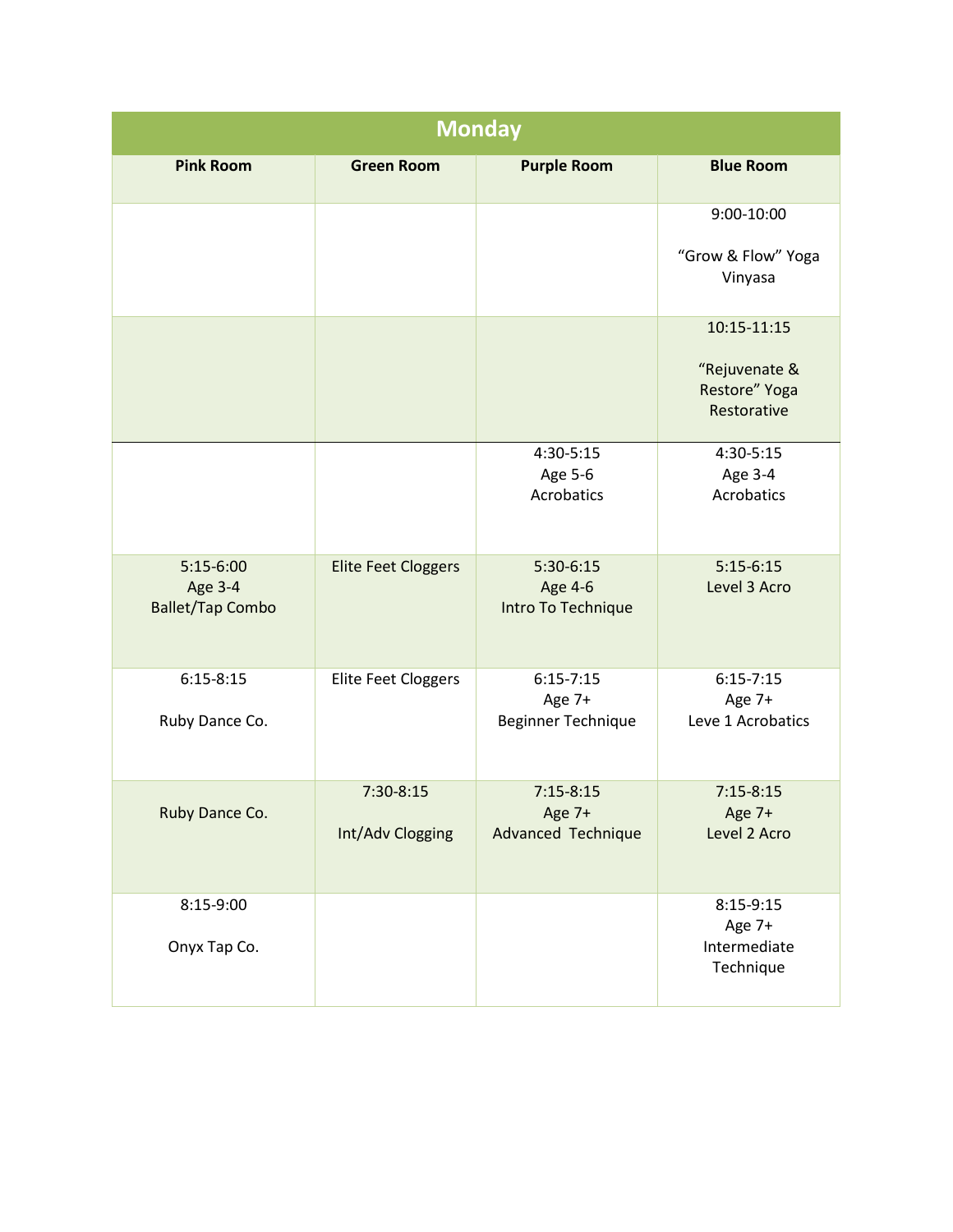## Monday

| Pink Room | Green Room | Purple Room | Blue Room |
|---|---|---|---|
| | | | 9:00-10:00<br><br>"Grow & Flow" Yoga Vinyasa |
| | | | 10:15-11:15<br><br>"Rejuvenate & Restore" Yoga Restorative |
| | | 4:30-5:15<br>Age 5-6<br>Acrobatics | 4:30-5:15<br>Age 3-4<br>Acrobatics |
| 5:15-6:00<br>Age 3-4<br>Ballet/Tap Combo | Elite Feet Cloggers | 5:30-6:15<br>Age 4-6<br>Intro To Technique | 5:15-6:15<br>Level 3 Acro |
| 6:15-8:15<br><br>Ruby Dance Co. | Elite Feet Cloggers | 6:15-7:15<br>Age 7+<br>Beginner Technique | 6:15-7:15<br>Age 7+<br>Leve 1 Acrobatics |
| Ruby Dance Co. | 7:30-8:15<br><br>Int/Adv Clogging | 7:15-8:15<br>Age 7+<br>Advanced Technique | 7:15-8:15<br>Age 7+<br>Level 2 Acro |
| 8:15-9:00<br><br>Onyx Tap Co. | | | 8:15-9:15<br>Age 7+<br>Intermediate Technique |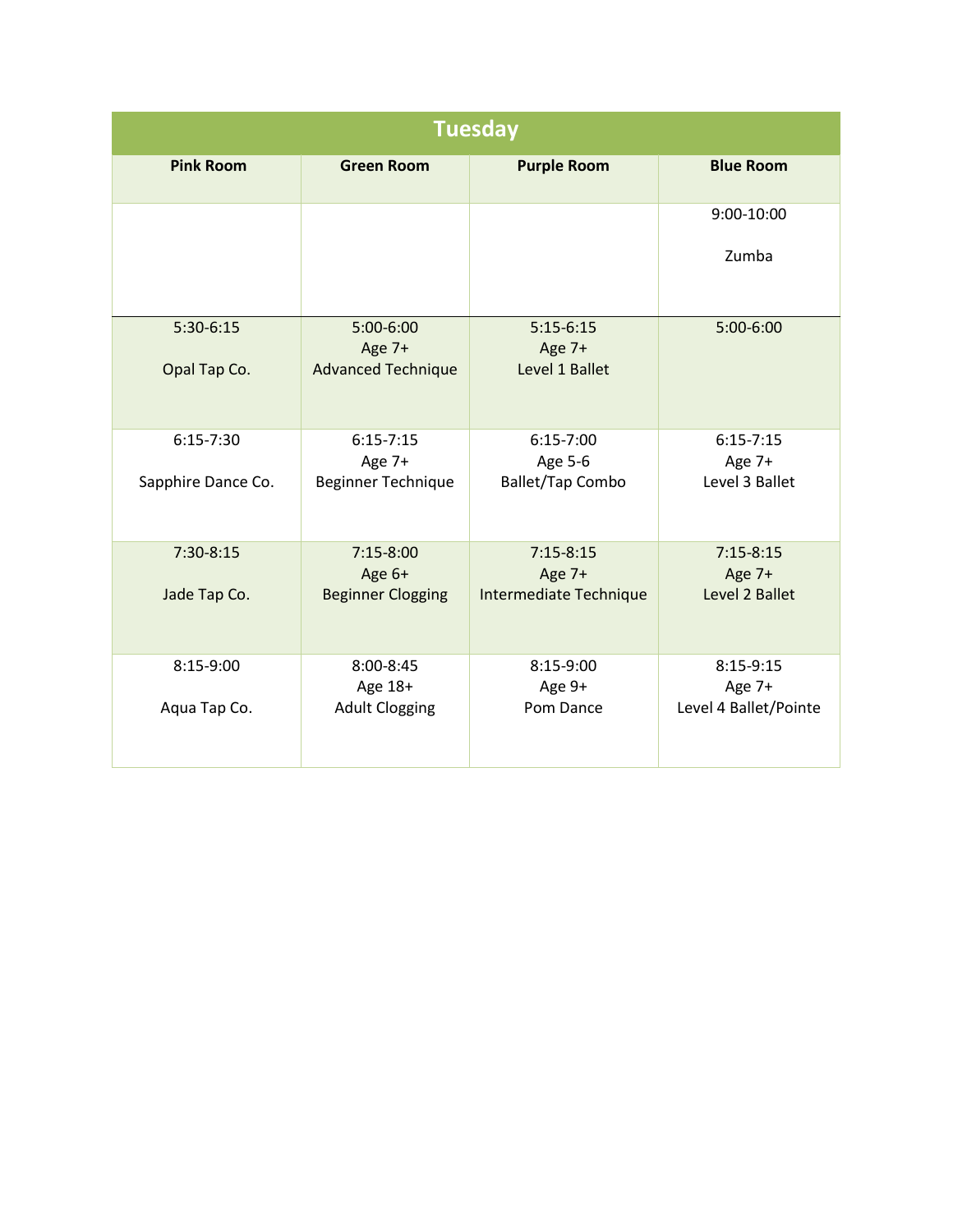| Tuesday | | | |
|---|---|---|---|
| **Pink Room** | **Green Room** | **Purple Room** | **Blue Room** |
| | | | 9:00-10:00<br><br>Zumba |
| 5:30-6:15<br><br>Opal Tap Co. | 5:00-6:00<br>Age 7+<br>Advanced Technique | 5:15-6:15<br>Age 7+<br>Level 1 Ballet | 5:00-6:00 |
| 6:15-7:30<br><br>Sapphire Dance Co. | 6:15-7:15<br>Age 7+<br>Beginner Technique | 6:15-7:00<br>Age 5-6<br>Ballet/Tap Combo | 6:15-7:15<br>Age 7+<br>Level 3 Ballet |
| 7:30-8:15<br><br>Jade Tap Co. | 7:15-8:00<br>Age 6+<br>Beginner Clogging | 7:15-8:15<br>Age 7+<br>Intermediate Technique | 7:15-8:15<br>Age 7+<br>Level 2 Ballet |
| 8:15-9:00<br><br>Aqua Tap Co. | 8:00-8:45<br>Age 18+<br>Adult Clogging | 8:15-9:00<br>Age 9+<br>Pom Dance | 8:15-9:15<br>Age 7+<br>Level 4 Ballet/Pointe |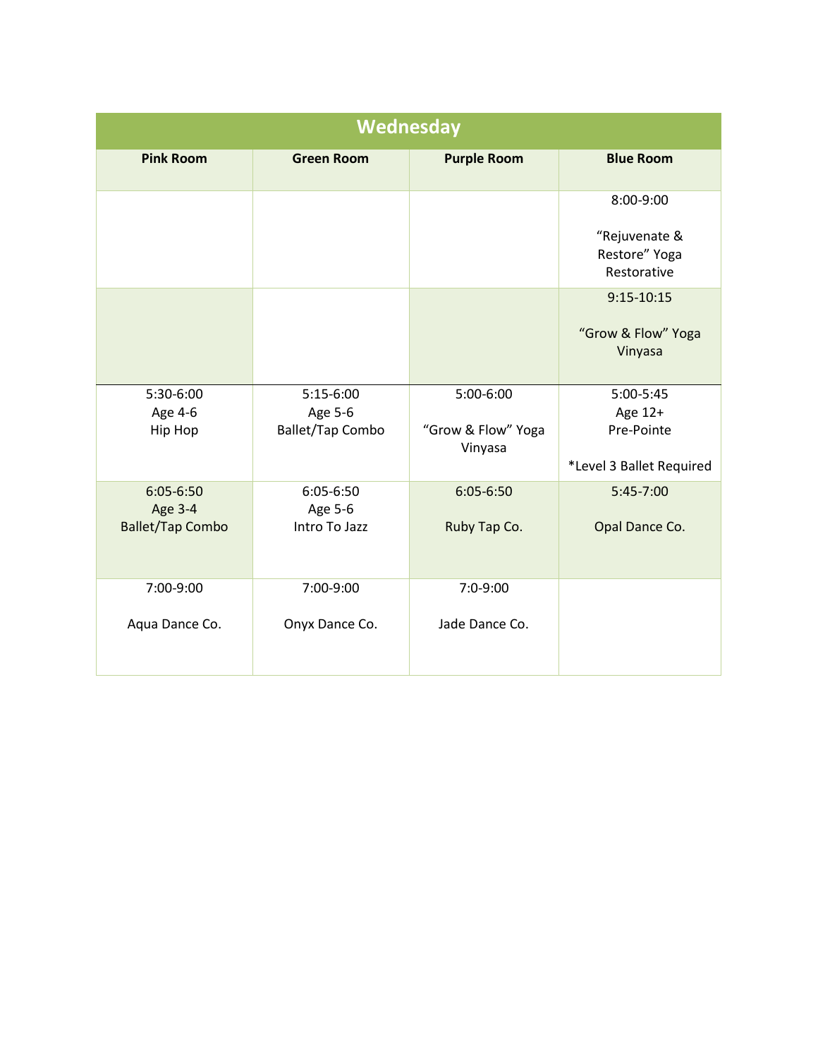| Wednesday | | | |
|---|---|---|---|
| **Pink Room** | **Green Room** | **Purple Room** | **Blue Room** |
| | | | 8:00-9:00<br><br>"Rejuvenate & Restore" Yoga Restorative |
| | | | 9:15-10:15<br><br>"Grow & Flow" Yoga Vinyasa |
| 5:30-6:00<br>Age 4-6<br>Hip Hop | 5:15-6:00<br>Age 5-6<br>Ballet/Tap Combo | 5:00-6:00<br><br>"Grow & Flow" Yoga Vinyasa | 5:00-5:45<br>Age 12+<br>Pre-Pointe<br><br>*Level 3 Ballet Required |
| 6:05-6:50<br>Age 3-4<br>Ballet/Tap Combo | 6:05-6:50<br>Age 5-6<br>Intro To Jazz | 6:05-6:50<br><br>Ruby Tap Co. | 5:45-7:00<br><br>Opal Dance Co. |
| 7:00-9:00<br><br>Aqua Dance Co. | 7:00-9:00<br><br>Onyx Dance Co. | 7:0-9:00<br><br>Jade Dance Co. | |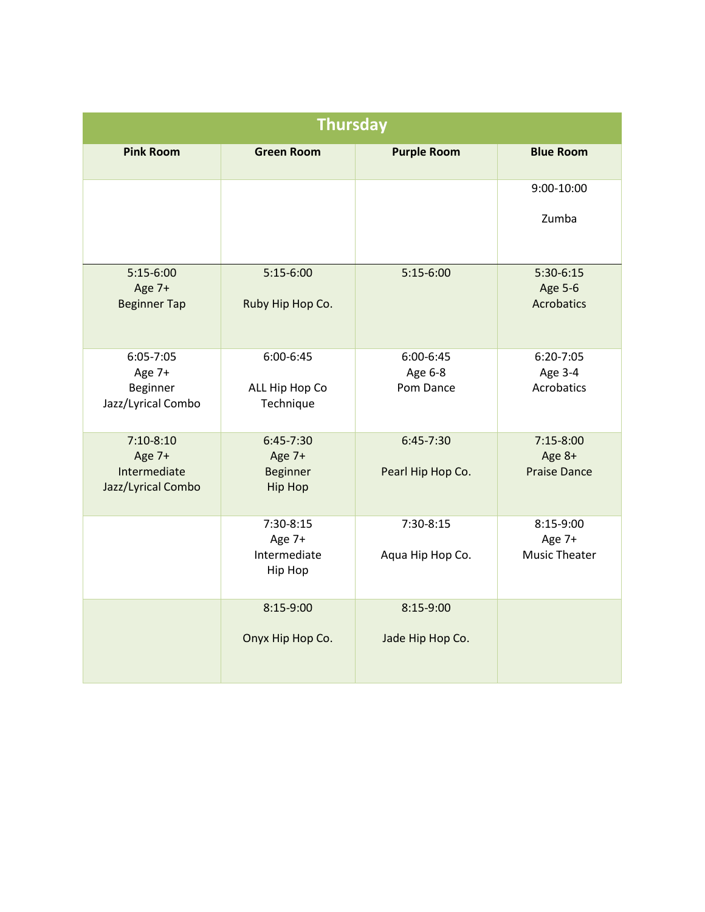## Thursday

| Pink Room | Green Room | Purple Room | Blue Room |
| --- | --- | --- | --- |
| | | | 9:00-10:00<br><br>Zumba |
| 5:15-6:00<br>Age 7+<br>Beginner Tap | 5:15-6:00<br><br>Ruby Hip Hop Co. | 5:15-6:00 | 5:30-6:15<br>Age 5-6<br>Acrobatics |
| 6:05-7:05<br>Age 7+<br>Beginner<br>Jazz/Lyrical Combo | 6:00-6:45<br><br>ALL Hip Hop Co<br>Technique | 6:00-6:45<br>Age 6-8<br>Pom Dance | 6:20-7:05<br>Age 3-4<br>Acrobatics |
| 7:10-8:10<br>Age 7+<br>Intermediate<br>Jazz/Lyrical Combo | 6:45-7:30<br>Age 7+<br>Beginner<br>Hip Hop | 6:45-7:30<br><br>Pearl Hip Hop Co. | 7:15-8:00<br>Age 8+<br>Praise Dance |
| | 7:30-8:15<br>Age 7+<br>Intermediate<br>Hip Hop | 7:30-8:15<br><br>Aqua Hip Hop Co. | 8:15-9:00<br>Age 7+<br>Music Theater |
| | 8:15-9:00<br><br>Onyx Hip Hop Co. | 8:15-9:00<br><br>Jade Hip Hop Co. | |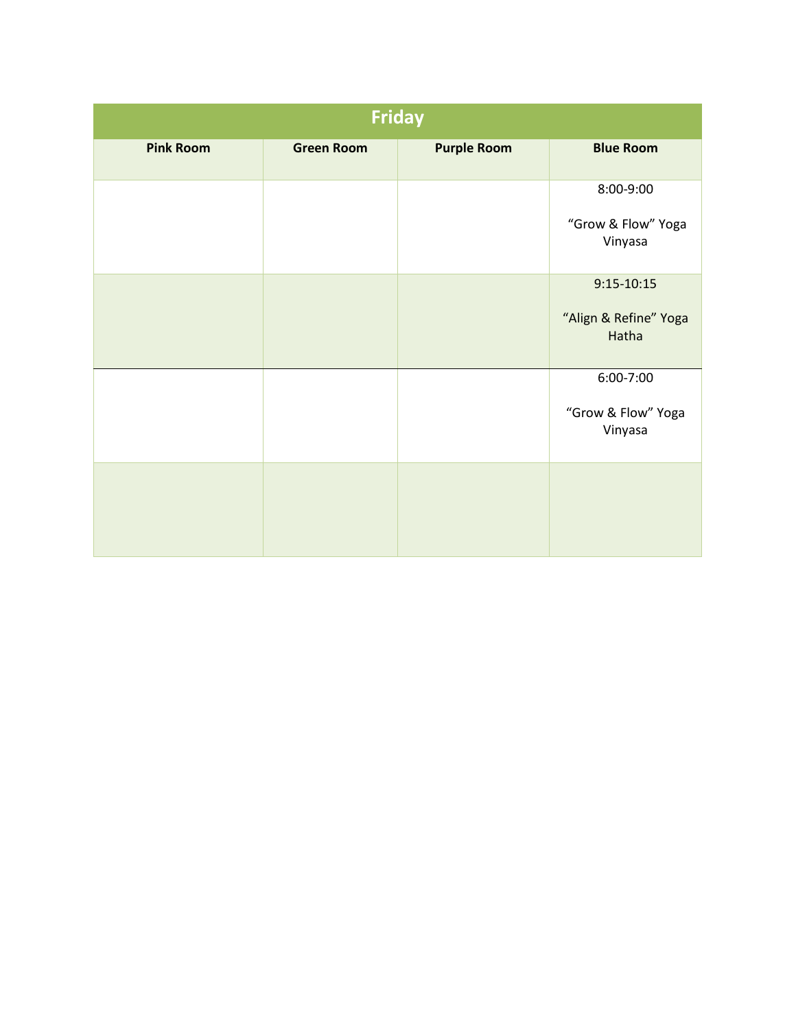| Friday | | | |
|---|---|---|---|
| **Pink Room** | **Green Room** | **Purple Room** | **Blue Room** |
| | | | 8:00-9:00<br><br>“Grow & Flow” Yoga Vinyasa |
| | | | 9:15-10:15<br><br>“Align & Refine” Yoga Hatha |
| | | | 6:00-7:00<br><br>“Grow & Flow” Yoga Vinyasa |
| | | | |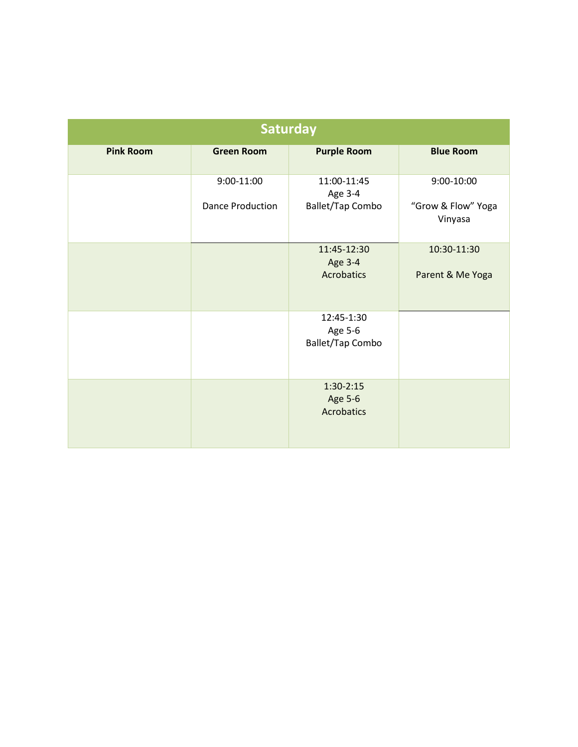| Saturday | | | |
|---|---|---|---|
| **Pink Room** | **Green Room** | **Purple Room** | **Blue Room** |
| | 9:00-11:00<br><br>Dance Production | 11:00-11:45<br>Age 3-4<br>Ballet/Tap Combo | 9:00-10:00<br><br>"Grow & Flow" Yoga Vinyasa |
| | | 11:45-12:30<br>Age 3-4<br>Acrobatics | 10:30-11:30<br><br>Parent & Me Yoga |
| | | 12:45-1:30<br>Age 5-6<br>Ballet/Tap Combo | |
| | | 1:30-2:15<br>Age 5-6<br>Acrobatics | |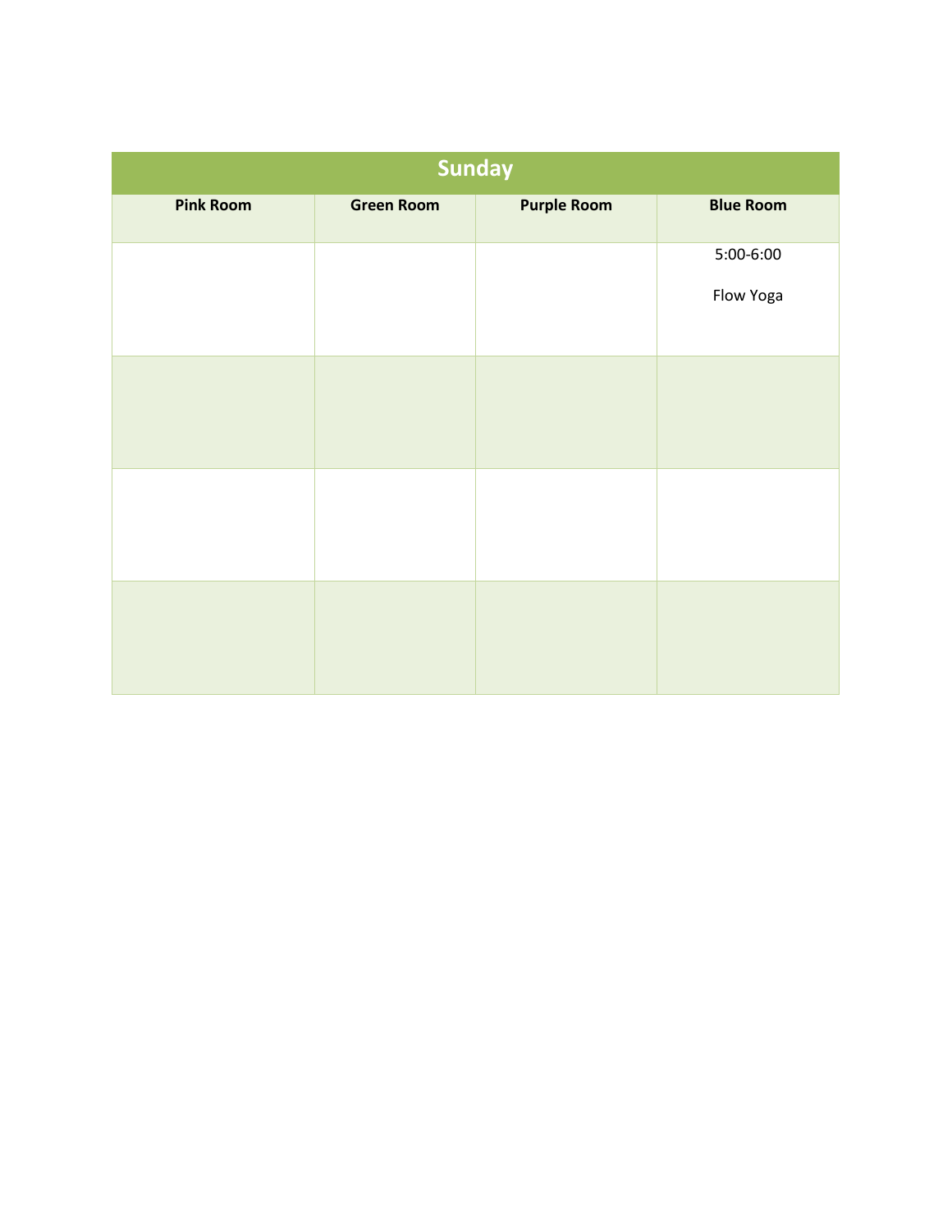| Sunday | | | |
|---|---|---|---|
| **Pink Room** | **Green Room** | **Purple Room** | **Blue Room** |
| | | | 5:00-6:00<br><br>Flow Yoga |
| | | | |
| | | | |
| | | | |